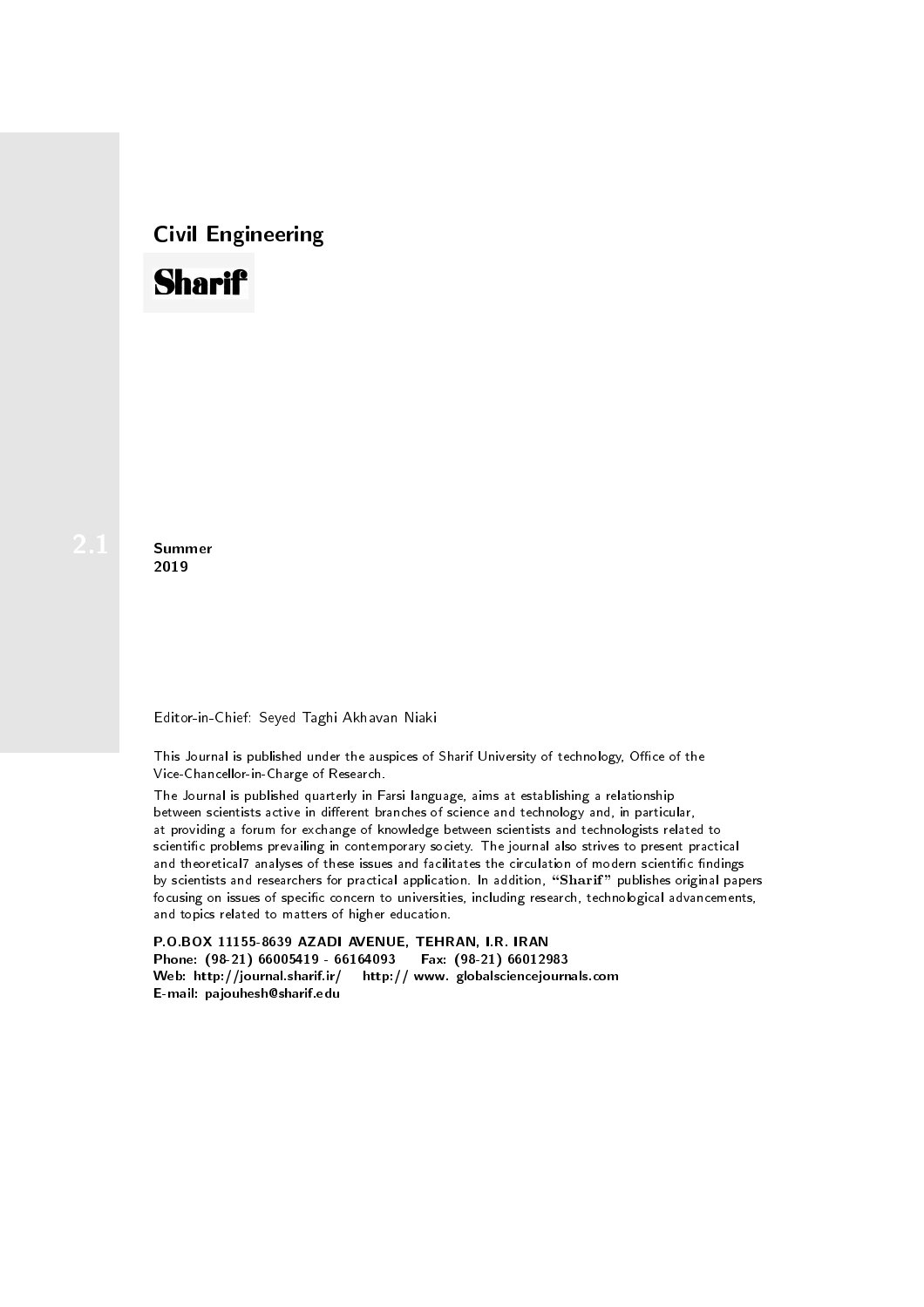# Civil Engineering

# Sharif

2.1

**Summer**
**2019**

Editor-in-Chief: Seyed Taghi Akhavan Niaki

This Journal is published under the auspices of Sharif University of technology, Office of the Vice-Chancellor-in-Charge of Research.

The Journal is published quarterly in Farsi language, aims at establishing a relationship between scientists active in different branches of science and technology and, in particular, at providing a forum for exchange of knowledge between scientists and technologists related to scientific problems prevailing in contemporary society. The journal also strives to present practical and theoretical7 analyses of these issues and facilitates the circulation of modern scientific findings by scientists and researchers for practical application. In addition, "**Sharif**" publishes original papers focusing on issues of specific concern to universities, including research, technological advancements, and topics related to matters of higher education.

**P.O.BOX 11155-8639 AZADI AVENUE, TEHRAN, I.R. IRAN**
**Phone: (98-21) 66005419 - 66164093 Fax: (98-21) 66012983**
**Web: http://journal.sharif.ir/ http:// www. globalsciencejournals.com**
**E-mail: pajouhesh@sharif.edu**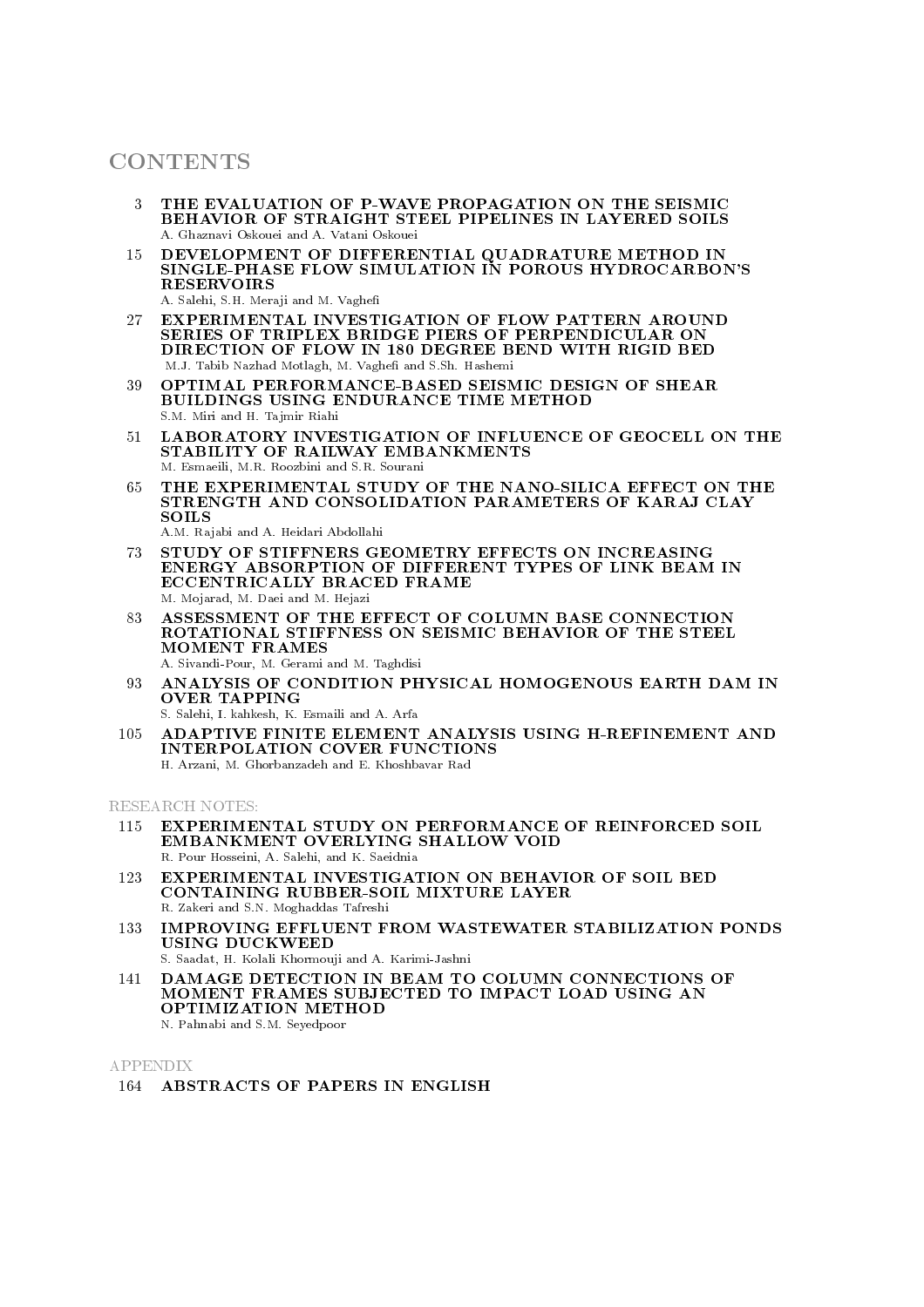# CONTENTS

3 **THE EVALUATION OF P-WAVE PROPAGATION ON THE SEISMIC BEHAVIOR OF STRAIGHT STEEL PIPELINES IN LAYERED SOILS**
A. Ghaznavi Oskouei and A. Vatani Oskouei

15 **DEVELOPMENT OF DIFFERENTIAL QUADRATURE METHOD IN SINGLE-PHASE FLOW SIMULATION IN POROUS HYDROCARBON'S RESERVOIRS**
A. Salehi, S.H. Meraji and M. Vaghefi

27 **EXPERIMENTAL INVESTIGATION OF FLOW PATTERN AROUND SERIES OF TRIPLEX BRIDGE PIERS OF PERPENDICULAR ON DIRECTION OF FLOW IN 180 DEGREE BEND WITH RIGID BED**
M.J. Tabib Nazhad Motlagh, M. Vaghefi and S.Sh. Hashemi

39 **OPTIMAL PERFORMANCE-BASED SEISMIC DESIGN OF SHEAR BUILDINGS USING ENDURANCE TIME METHOD**
S.M. Miri and H. Tajmir Riahi

51 **LABORATORY INVESTIGATION OF INFLUENCE OF GEOCELL ON THE STABILITY OF RAILWAY EMBANKMENTS**
M. Esmaeili, M.R. Roozbini and S.R. Sourani

65 **THE EXPERIMENTAL STUDY OF THE NANO-SILICA EFFECT ON THE STRENGTH AND CONSOLIDATION PARAMETERS OF KARAJ CLAY SOILS**
A.M. Rajabi and A. Heidari Abdollahi

73 **STUDY OF STIFFNERS GEOMETRY EFFECTS ON INCREASING ENERGY ABSORPTION OF DIFFERENT TYPES OF LINK BEAM IN ECCENTRICALLY BRACED FRAME**
M. Mojarad, M. Daei and M. Hejazi

83 **ASSESSMENT OF THE EFFECT OF COLUMN BASE CONNECTION ROTATIONAL STIFFNESS ON SEISMIC BEHAVIOR OF THE STEEL MOMENT FRAMES**
A. Sivandi-Pour, M. Gerami and M. Taghdisi

93 **ANALYSIS OF CONDITION PHYSICAL HOMOGENOUS EARTH DAM IN OVER TAPPING**
S. Salehi, I. kahkesh, K. Esmaili and A. Arfa

105 **ADAPTIVE FINITE ELEMENT ANALYSIS USING H-REFINEMENT AND INTERPOLATION COVER FUNCTIONS**
H. Arzani, M. Ghorbanzadeh and E. Khoshbavar Rad

## RESEARCH NOTES:

115 **EXPERIMENTAL STUDY ON PERFORMANCE OF REINFORCED SOIL EMBANKMENT OVERLYING SHALLOW VOID**
R. Pour Hosseini, A. Salehi, and K. Saeidnia

123 **EXPERIMENTAL INVESTIGATION ON BEHAVIOR OF SOIL BED CONTAINING RUBBER-SOIL MIXTURE LAYER**
R. Zakeri and S.N. Moghaddas Tafreshi

133 **IMPROVING EFFLUENT FROM WASTEWATER STABILIZATION PONDS USING DUCKWEED**
S. Saadat, H. Kolali Khormouji and A. Karimi-Jashni

141 **DAMAGE DETECTION IN BEAM TO COLUMN CONNECTIONS OF MOMENT FRAMES SUBJECTED TO IMPACT LOAD USING AN OPTIMIZATION METHOD**
N. Pahnabi and S.M. Seyedpoor

## APPENDIX

164 **ABSTRACTS OF PAPERS IN ENGLISH**